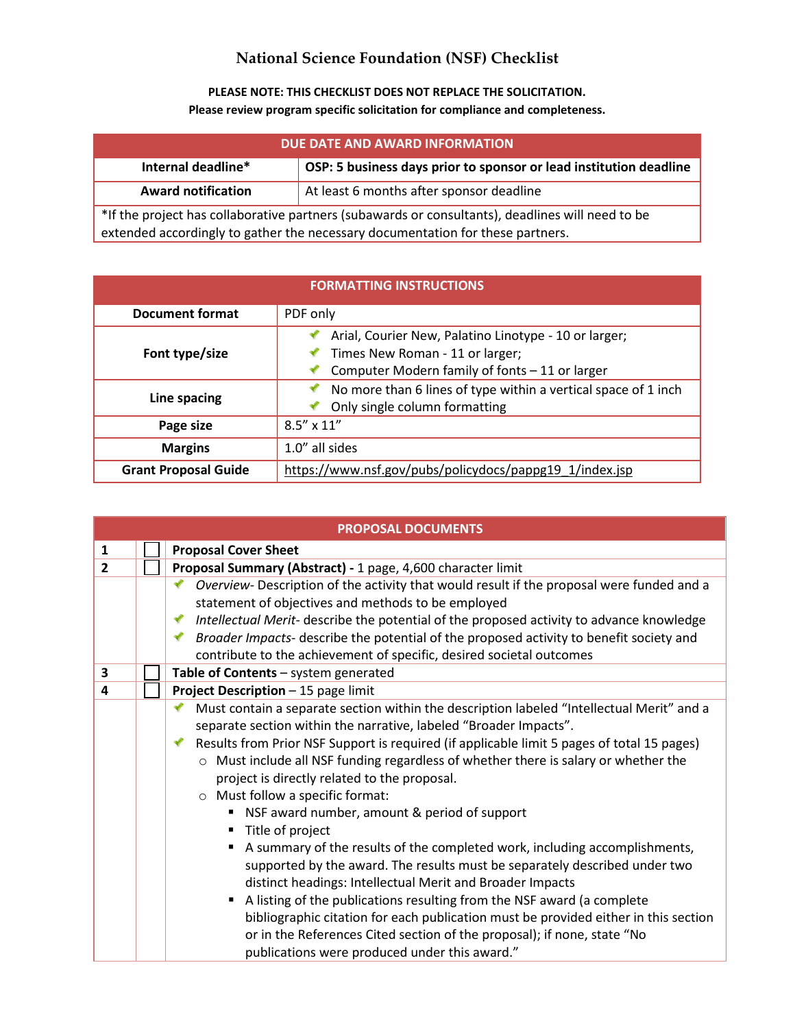# National Science Foundation (NSF) Checklist

**PLEASE NOTE: THIS CHECKLIST DOES NOT REPLACE THE SOLICITATION.**
**Please review program specific solicitation for compliance and completeness.**

| DUE DATE AND AWARD INFORMATION | |
|---|---|
| **Internal deadline*** | **OSP: 5 business days prior to sponsor or lead institution deadline** |
| **Award notification** | At least 6 months after sponsor deadline |
| *If the project has collaborative partners (subawards or consultants), deadlines will need to be extended accordingly to gather the necessary documentation for these partners. | |

| FORMATTING INSTRUCTIONS | |
|---|---|
| **Document format** | PDF only |
| **Font type/size** | ✔ Arial, Courier New, Palatino Linotype - 10 or larger;<br>✔ Times New Roman - 11 or larger;<br>✔ Computer Modern family of fonts – 11 or larger |
| **Line spacing** | ✔ No more than 6 lines of type within a vertical space of 1 inch<br>✔ Only single column formatting |
| **Page size** | 8.5" x 11" |
| **Margins** | 1.0" all sides |
| **Grant Proposal Guide** | https://www.nsf.gov/pubs/policydocs/pappg19_1/index.jsp |

| PROPOSAL DOCUMENTS | | |
|---|---|---|
| 1 | ☐ | **Proposal Cover Sheet** |
| 2 | ☐ | **Proposal Summary (Abstract) -** 1 page, 4,600 character limit |
| | | ✔ *Overview*- Description of the activity that would result if the proposal were funded and a statement of objectives and methods to be employed<br>✔ *Intellectual Merit*- describe the potential of the proposed activity to advance knowledge<br>✔ *Broader Impacts*- describe the potential of the proposed activity to benefit society and contribute to the achievement of specific, desired societal outcomes |
| 3 | ☐ | **Table of Contents** – system generated |
| 4 | ☐ | **Project Description** – 15 page limit |
| | | ✔ Must contain a separate section within the description labeled "Intellectual Merit" and a separate section within the narrative, labeled "Broader Impacts".<br>✔ Results from Prior NSF Support is required (if applicable limit 5 pages of total 15 pages)<br>○ Must include all NSF funding regardless of whether there is salary or whether the project is directly related to the proposal.<br>○ Must follow a specific format:<br>▪ NSF award number, amount & period of support<br>▪ Title of project<br>▪ A summary of the results of the completed work, including accomplishments, supported by the award. The results must be separately described under two distinct headings: Intellectual Merit and Broader Impacts<br>▪ A listing of the publications resulting from the NSF award (a complete bibliographic citation for each publication must be provided either in this section or in the References Cited section of the proposal); if none, state "No publications were produced under this award." |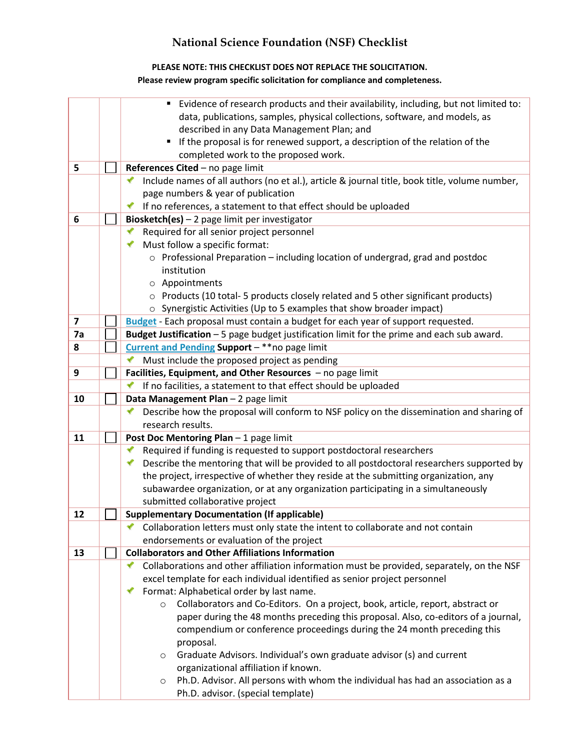# National Science Foundation (NSF) Checklist

**PLEASE NOTE: THIS CHECKLIST DOES NOT REPLACE THE SOLICITATION.**
**Please review program specific solicitation for compliance and completeness.**

| | | |
|---|---|---|
| | | ▪ Evidence of research products and their availability, including, but not limited to: data, publications, samples, physical collections, software, and models, as described in any Data Management Plan; and<br>▪ If the proposal is for renewed support, a description of the relation of the completed work to the proposed work. |
| **5** | ☐ | **References Cited** – no page limit |
| | | ✔ Include names of all authors (no et al.), article & journal title, book title, volume number, page numbers & year of publication<br>✔ If no references, a statement to that effect should be uploaded |
| **6** | ☐ | **Biosketch(es)** – 2 page limit per investigator |
| | | ✔ Required for all senior project personnel<br>✔ Must follow a specific format:<br>○ Professional Preparation – including location of undergrad, grad and postdoc institution<br>○ Appointments<br>○ Products (10 total- 5 products closely related and 5 other significant products)<br>○ Synergistic Activities (Up to 5 examples that show broader impact) |
| **7** | ☐ | **Budget** - Each proposal must contain a budget for each year of support requested. |
| **7a** | ☐ | **Budget Justification** – 5 page budget justification limit for the prime and each sub award. |
| **8** | ☐ | **Current and Pending Support** – **no page limit |
| | | ✔ Must include the proposed project as pending |
| **9** | ☐ | **Facilities, Equipment, and Other Resources** – no page limit |
| | | ✔ If no facilities, a statement to that effect should be uploaded |
| **10** | ☐ | **Data Management Plan** – 2 page limit |
| | | ✔ Describe how the proposal will conform to NSF policy on the dissemination and sharing of research results. |
| **11** | ☐ | **Post Doc Mentoring Plan** – 1 page limit |
| | | ✔ Required if funding is requested to support postdoctoral researchers<br>✔ Describe the mentoring that will be provided to all postdoctoral researchers supported by the project, irrespective of whether they reside at the submitting organization, any subawardee organization, or at any organization participating in a simultaneously submitted collaborative project |
| **12** | ☐ | **Supplementary Documentation (If applicable)** |
| | | ✔ Collaboration letters must only state the intent to collaborate and not contain endorsements or evaluation of the project |
| **13** | ☐ | **Collaborators and Other Affiliations Information** |
| | | ✔ Collaborations and other affiliation information must be provided, separately, on the NSF excel template for each individual identified as senior project personnel<br>✔ Format: Alphabetical order by last name.<br>○ Collaborators and Co-Editors. On a project, book, article, report, abstract or paper during the 48 months preceding this proposal. Also, co-editors of a journal, compendium or conference proceedings during the 24 month preceding this proposal.<br>○ Graduate Advisors. Individual's own graduate advisor (s) and current organizational affiliation if known.<br>○ Ph.D. Advisor. All persons with whom the individual has had an association as a Ph.D. advisor. (special template) |